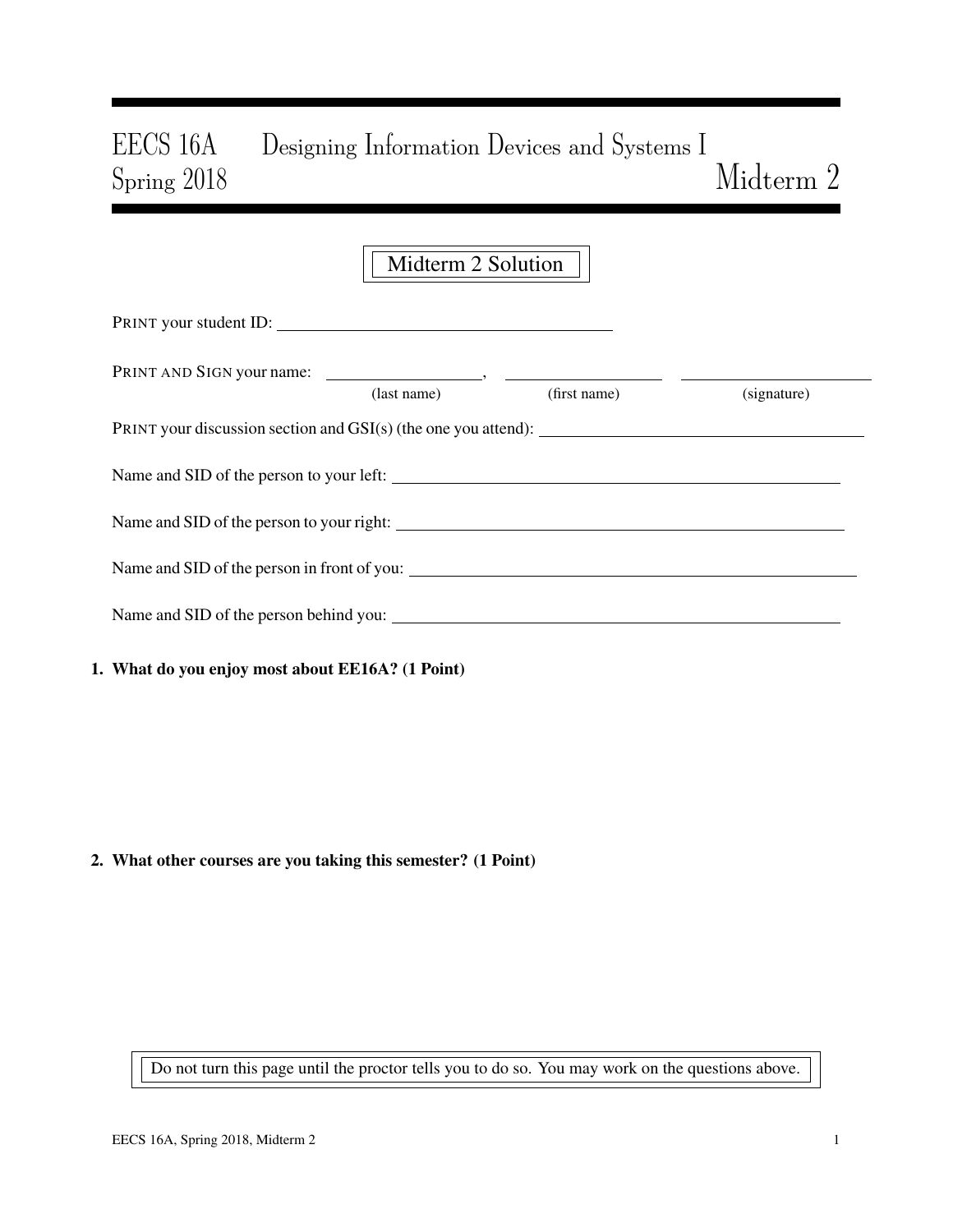# EECS 16A Designing Information Devices and Systems I
## Spring 2018 Midterm 2

**Midterm 2 Solution**

PRINT your student ID: \_\_\_\_\_\_\_\_\_\_\_\_\_\_\_\_\_\_\_\_\_\_\_\_\_\_\_\_\_\_

PRINT AND SIGN your name: \_\_\_\_\_\_\_\_\_\_\_\_\_\_, \_\_\_\_\_\_\_\_\_\_\_\_\_\_ \_\_\_\_\_\_\_\_\_\_\_\_\_\_

(last name) (first name) (signature)

PRINT your discussion section and GSI(s) (the one you attend): \_\_\_\_\_\_\_\_\_\_\_\_\_\_\_\_\_\_\_\_\_\_\_\_\_\_\_\_\_\_

Name and SID of the person to your left: \_\_\_\_\_\_\_\_\_\_\_\_\_\_\_\_\_\_\_\_\_\_\_\_\_\_\_\_\_\_

Name and SID of the person to your right: \_\_\_\_\_\_\_\_\_\_\_\_\_\_\_\_\_\_\_\_\_\_\_\_\_\_\_\_\_\_

Name and SID of the person in front of you: \_\_\_\_\_\_\_\_\_\_\_\_\_\_\_\_\_\_\_\_\_\_\_\_\_\_\_\_\_\_

Name and SID of the person behind you: \_\_\_\_\_\_\_\_\_\_\_\_\_\_\_\_\_\_\_\_\_\_\_\_\_\_\_\_\_\_

**1. What do you enjoy most about EE16A? (1 Point)**

**2. What other courses are you taking this semester? (1 Point)**

Do not turn this page until the proctor tells you to do so. You may work on the questions above.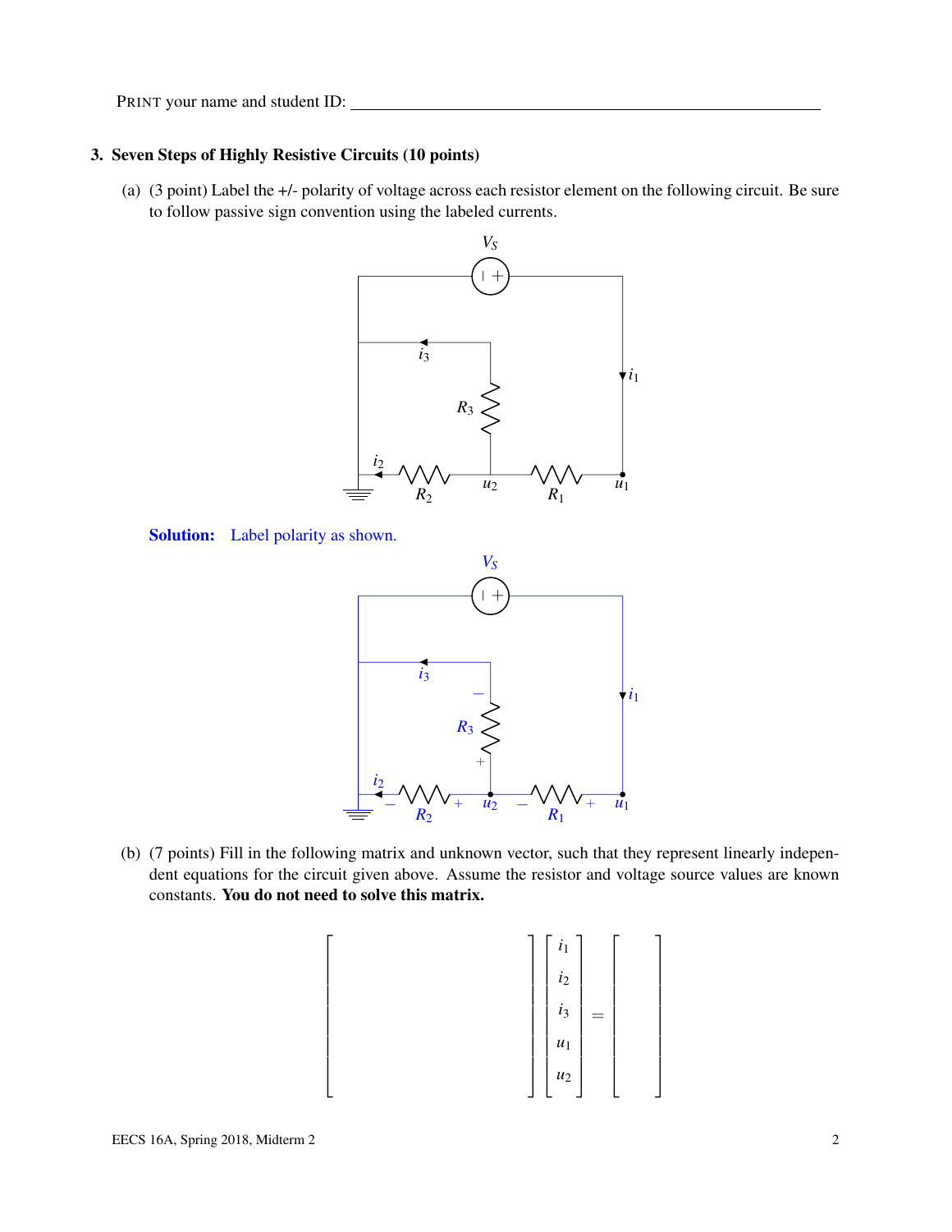PRINT your name and student ID: ________________________________________

### 3. Seven Steps of Highly Resistive Circuits (10 points)

(a) (3 point) Label the +/- polarity of voltage across each resistor element on the following circuit. Be sure to follow passive sign convention using the labeled currents.

**Solution:** Label polarity as shown.

(b) (7 points) Fill in the following matrix and unknown vector, such that they represent linearly independent equations for the circuit given above. Assume the resistor and voltage source values are known constants. **You do not need to solve this matrix.**

$$
\begin{bmatrix} & & & & \\ & & & & \\ & & & & \\ & & & & \\ & & & & \end{bmatrix}
\begin{bmatrix} i_1 \\ i_2 \\ i_3 \\ u_1 \\ u_2 \end{bmatrix}
=
\begin{bmatrix} \\ \\ \\ \\ \\ \end{bmatrix}
$$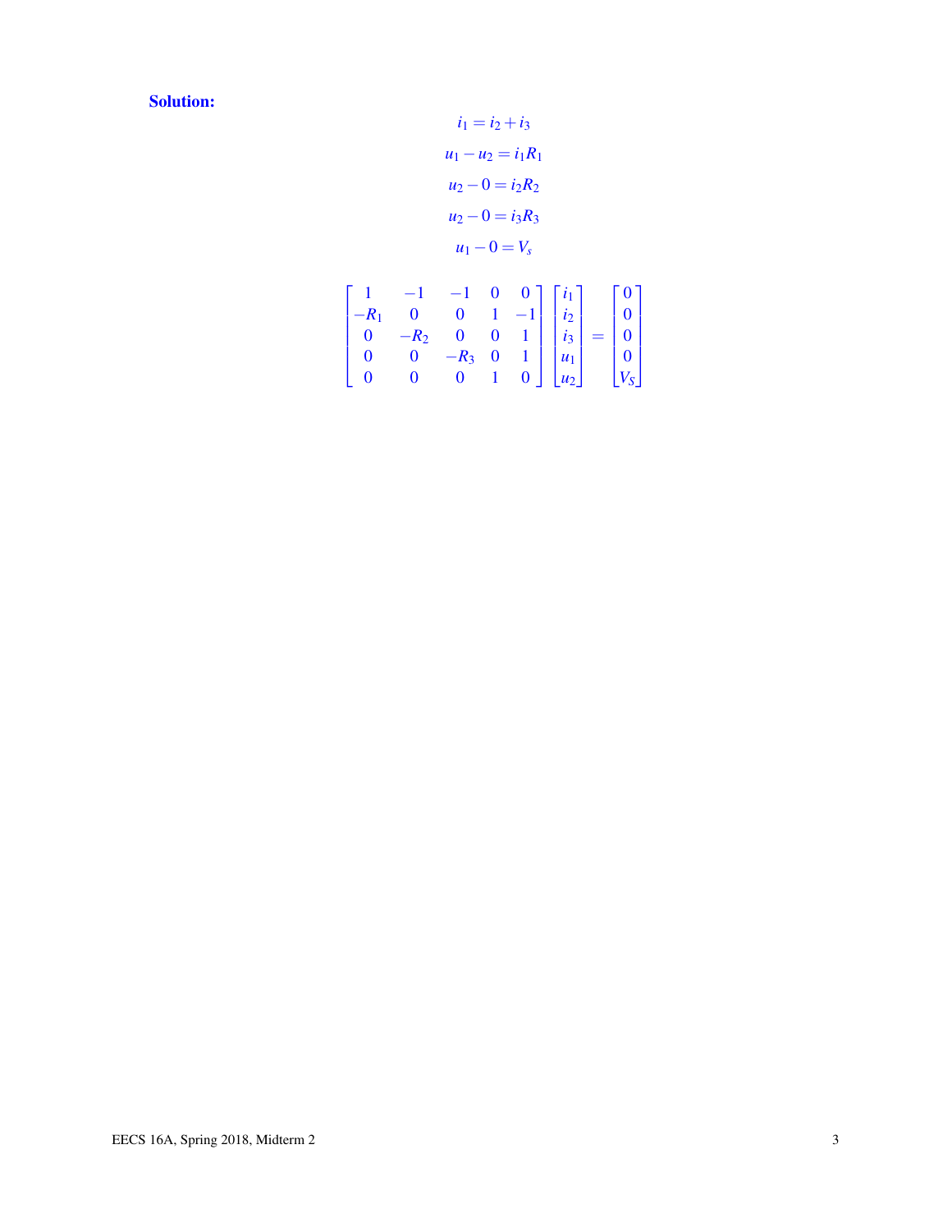**Solution:**

$$i_1 = i_2 + i_3$$

$$u_1 - u_2 = i_1 R_1$$

$$u_2 - 0 = i_2 R_2$$

$$u_2 - 0 = i_3 R_3$$

$$u_1 - 0 = V_s$$

$$\begin{bmatrix} 1 & -1 & -1 & 0 & 0 \\ -R_1 & 0 & 0 & 1 & -1 \\ 0 & -R_2 & 0 & 0 & 1 \\ 0 & 0 & -R_3 & 0 & 1 \\ 0 & 0 & 0 & 1 & 0 \end{bmatrix} \begin{bmatrix} i_1 \\ i_2 \\ i_3 \\ u_1 \\ u_2 \end{bmatrix} = \begin{bmatrix} 0 \\ 0 \\ 0 \\ 0 \\ V_S \end{bmatrix}$$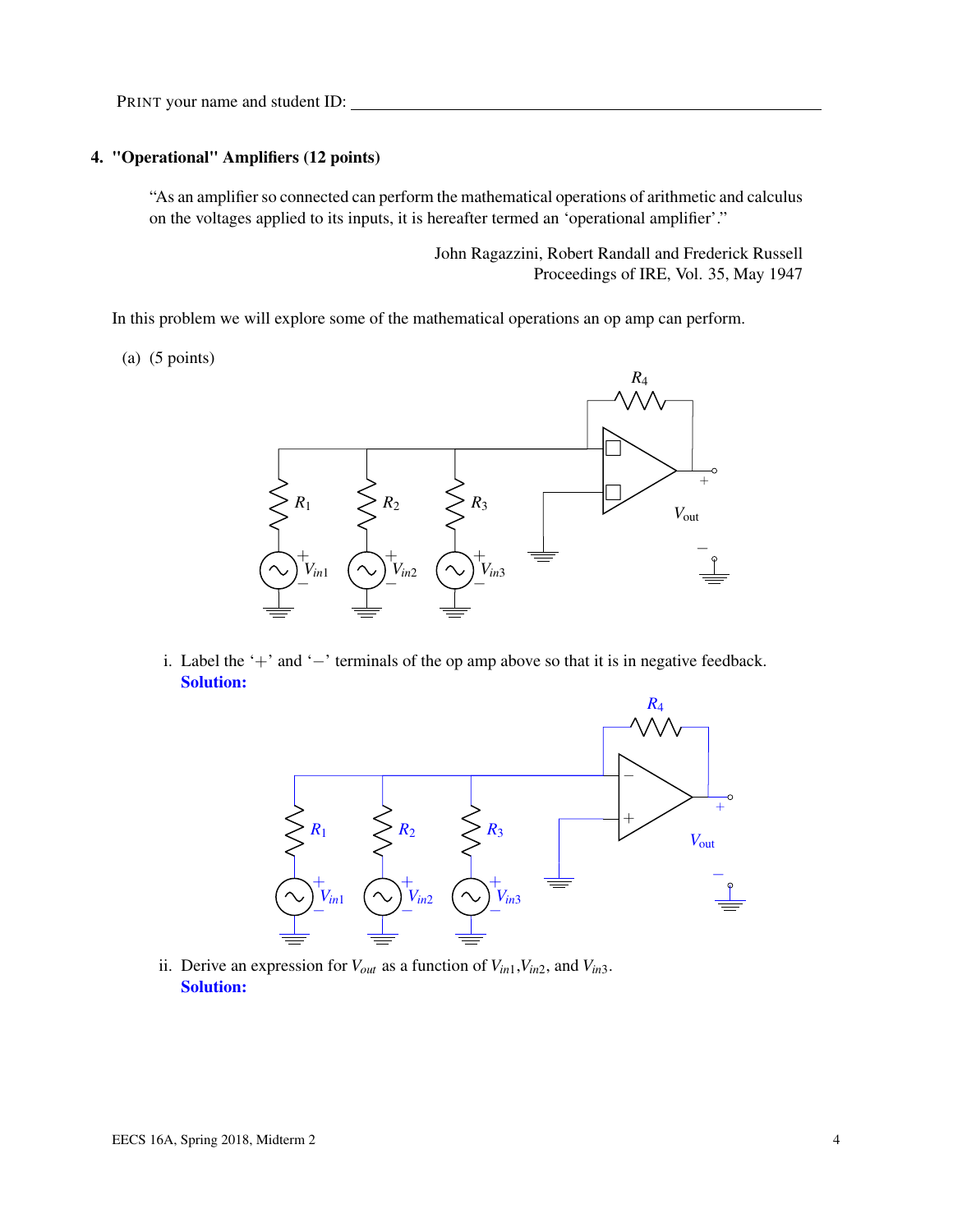PRINT your name and student ID: \_\_\_\_\_\_\_\_\_\_\_\_\_\_\_\_\_\_\_\_\_\_\_\_\_\_\_\_\_\_\_\_\_\_\_\_\_\_\_\_

## 4. "Operational" Amplifiers (12 points)

> "As an amplifier so connected can perform the mathematical operations of arithmetic and calculus on the voltages applied to its inputs, it is hereafter termed an 'operational amplifier'."
>
> John Ragazzini, Robert Randall and Frederick Russell
> Proceedings of IRE, Vol. 35, May 1947

In this problem we will explore some of the mathematical operations an op amp can perform.

(a) (5 points)

i. Label the '+' and '−' terminals of the op amp above so that it is in negative feedback.
**Solution:**

ii. Derive an expression for $V_{out}$ as a function of $V_{in1}$, $V_{in2}$, and $V_{in3}$.
**Solution:**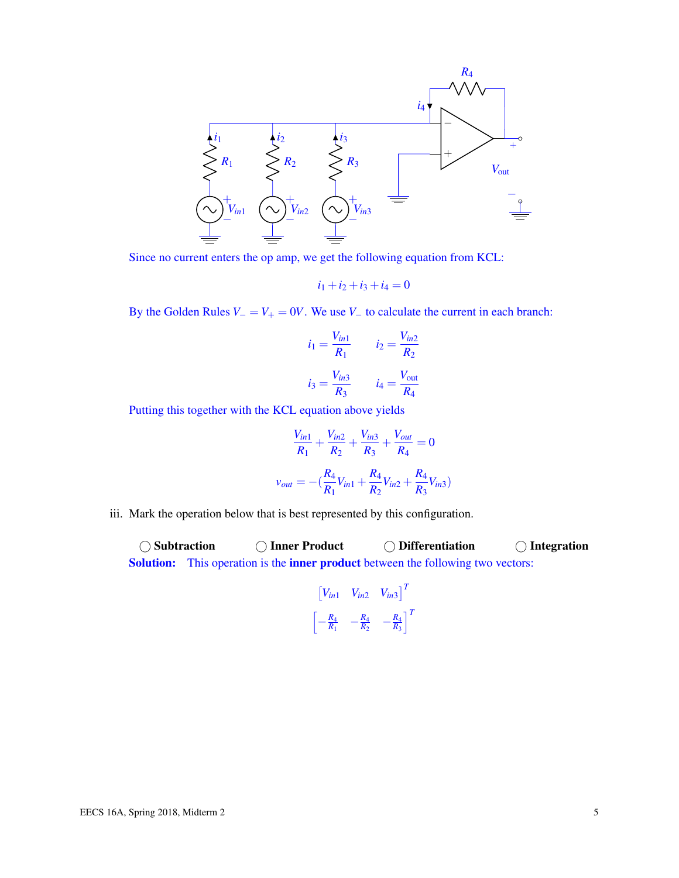Since no current enters the op amp, we get the following equation from KCL:

$$i_1 + i_2 + i_3 + i_4 = 0$$

By the Golden Rules $V_- = V_+ = 0V$. We use $V_-$ to calculate the current in each branch:

$$i_1 = \frac{V_{in1}}{R_1} \qquad i_2 = \frac{V_{in2}}{R_2}$$

$$i_3 = \frac{V_{in3}}{R_3} \qquad i_4 = \frac{V_{\text{out}}}{R_4}$$

Putting this together with the KCL equation above yields

$$\frac{V_{in1}}{R_1} + \frac{V_{in2}}{R_2} + \frac{V_{in3}}{R_3} + \frac{V_{out}}{R_4} = 0$$

$$v_{out} = -\left(\frac{R_4}{R_1}V_{in1} + \frac{R_4}{R_2}V_{in2} + \frac{R_4}{R_3}V_{in3}\right)$$

iii. Mark the operation below that is best represented by this configuration.

◯ **Subtraction** ◯ **Inner Product** ◯ **Differentiation** ◯ **Integration**

**Solution:** This operation is the **inner product** between the following two vectors:

$$\begin{bmatrix} V_{in1} & V_{in2} & V_{in3} \end{bmatrix}^T$$

$$\begin{bmatrix} -\frac{R_4}{R_1} & -\frac{R_4}{R_2} & -\frac{R_4}{R_3} \end{bmatrix}^T$$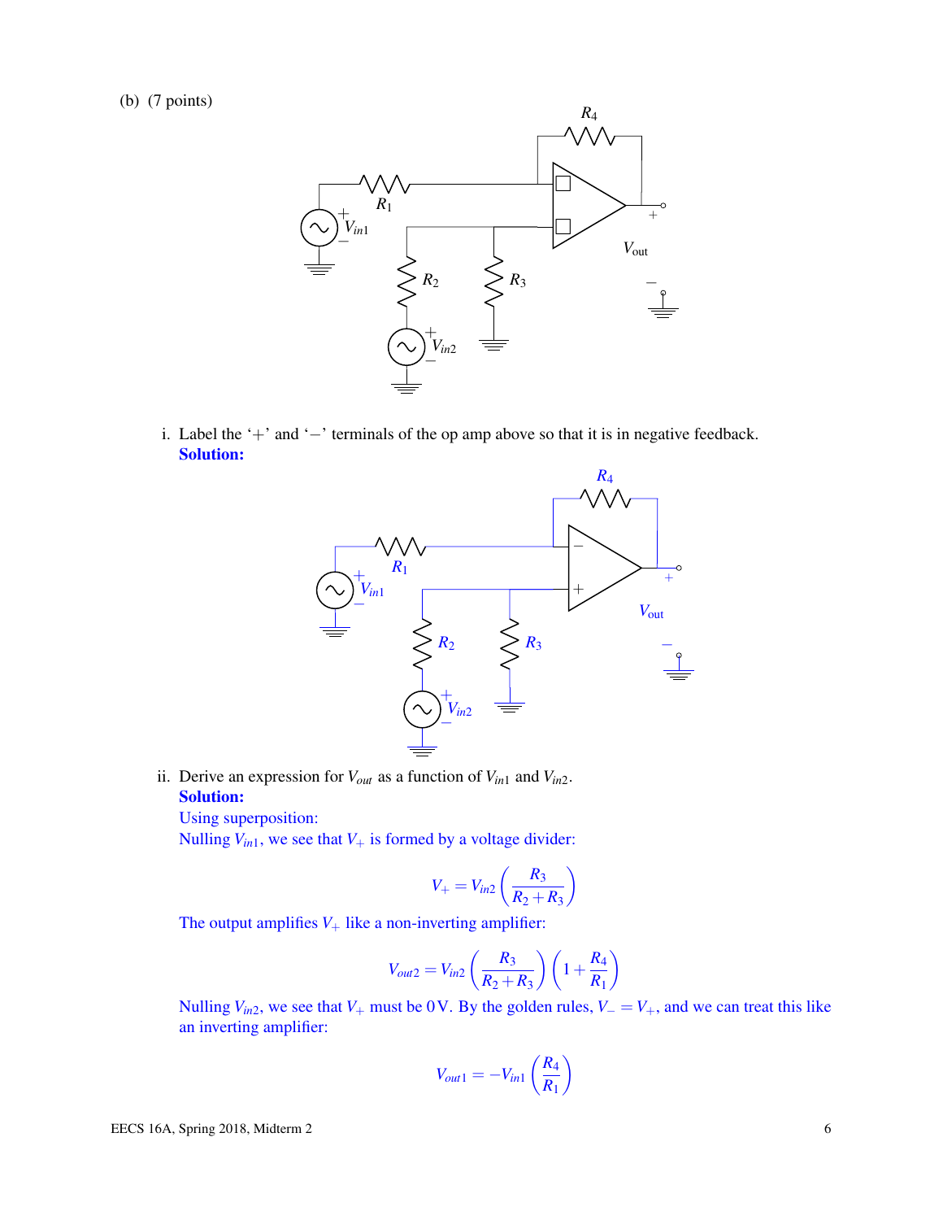(b) (7 points)

i. Label the '+' and '−' terminals of the op amp above so that it is in negative feedback.

**Solution:**

ii. Derive an expression for $V_{out}$ as a function of $V_{in1}$ and $V_{in2}$.

**Solution:**

Using superposition:

Nulling $V_{in1}$, we see that $V_+$ is formed by a voltage divider:

$$V_+ = V_{in2}\left(\frac{R_3}{R_2 + R_3}\right)$$

The output amplifies $V_+$ like a non-inverting amplifier:

$$V_{out2} = V_{in2}\left(\frac{R_3}{R_2 + R_3}\right)\left(1 + \frac{R_4}{R_1}\right)$$

Nulling $V_{in2}$, we see that $V_+$ must be 0V. By the golden rules, $V_- = V_+$, and we can treat this like an inverting amplifier:

$$V_{out1} = -V_{in1}\left(\frac{R_4}{R_1}\right)$$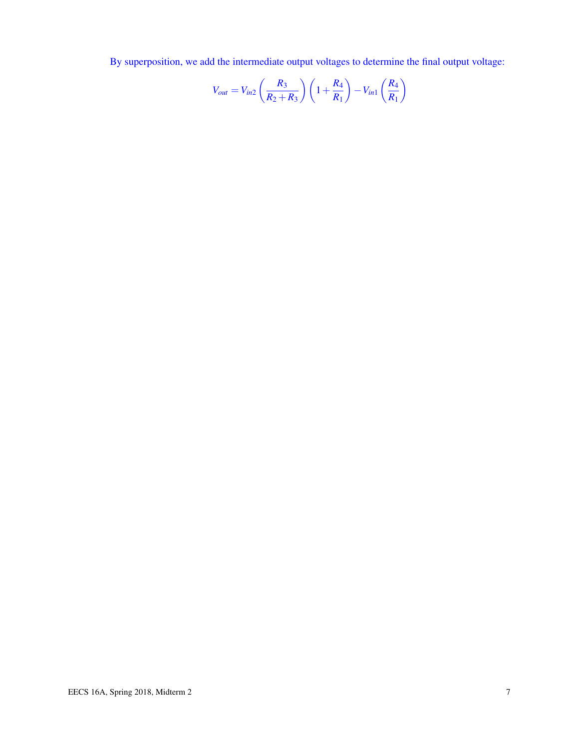By superposition, we add the intermediate output voltages to determine the final output voltage:

$$V_{out} = V_{in2}\left(\frac{R_3}{R_2+R_3}\right)\left(1+\frac{R_4}{R_1}\right) - V_{in1}\left(\frac{R_4}{R_1}\right)$$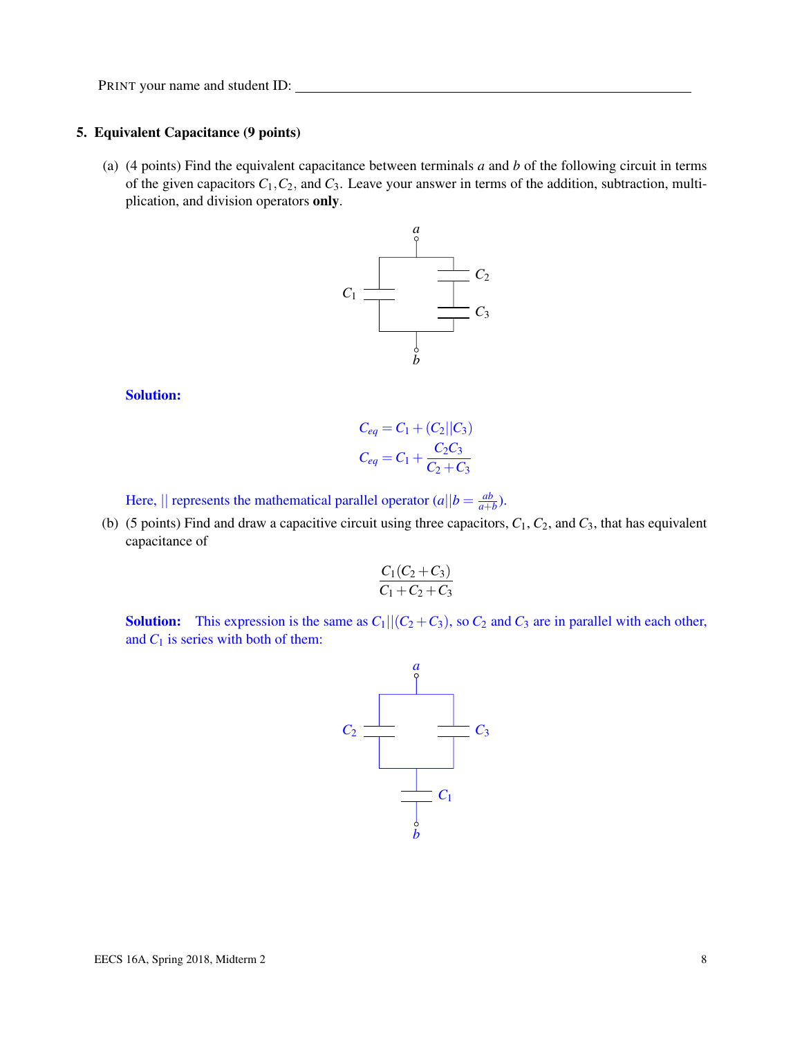PRINT your name and student ID: ______________________________

## 5. Equivalent Capacitance (9 points)

(a) (4 points) Find the equivalent capacitance between terminals $a$ and $b$ of the following circuit in terms of the given capacitors $C_1, C_2$, and $C_3$. Leave your answer in terms of the addition, subtraction, multiplication, and division operators **only**.

**Solution:**

$$C_{eq} = C_1 + (C_2 || C_3)$$

$$C_{eq} = C_1 + \frac{C_2 C_3}{C_2 + C_3}$$

Here, $||$ represents the mathematical parallel operator ($a||b = \frac{ab}{a+b}$).

(b) (5 points) Find and draw a capacitive circuit using three capacitors, $C_1$, $C_2$, and $C_3$, that has equivalent capacitance of

$$\frac{C_1(C_2 + C_3)}{C_1 + C_2 + C_3}$$

**Solution:** This expression is the same as $C_1 || (C_2 + C_3)$, so $C_2$ and $C_3$ are in parallel with each other, and $C_1$ is series with both of them: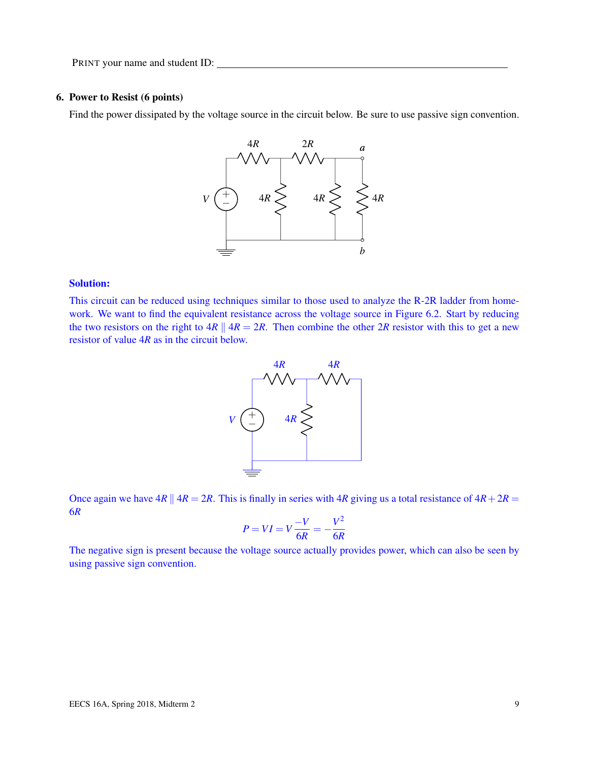PRINT your name and student ID: \_\_\_\_\_\_\_\_\_\_\_\_\_\_\_\_\_\_\_\_\_\_\_\_\_\_\_\_\_\_\_\_\_\_\_\_\_\_\_\_

**6. Power to Resist (6 points)**

Find the power dissipated by the voltage source in the circuit below. Be sure to use passive sign convention.

**Solution:**

This circuit can be reduced using techniques similar to those used to analyze the R-2R ladder from homework. We want to find the equivalent resistance across the voltage source in Figure 6.2. Start by reducing the two resistors on the right to $4R \parallel 4R = 2R$. Then combine the other $2R$ resistor with this to get a new resistor of value $4R$ as in the circuit below.

Once again we have $4R \parallel 4R = 2R$. This is finally in series with $4R$ giving us a total resistance of $4R + 2R = 6R$

$$P = VI = V\frac{-V}{6R} = -\frac{V^2}{6R}$$

The negative sign is present because the voltage source actually provides power, which can also be seen by using passive sign convention.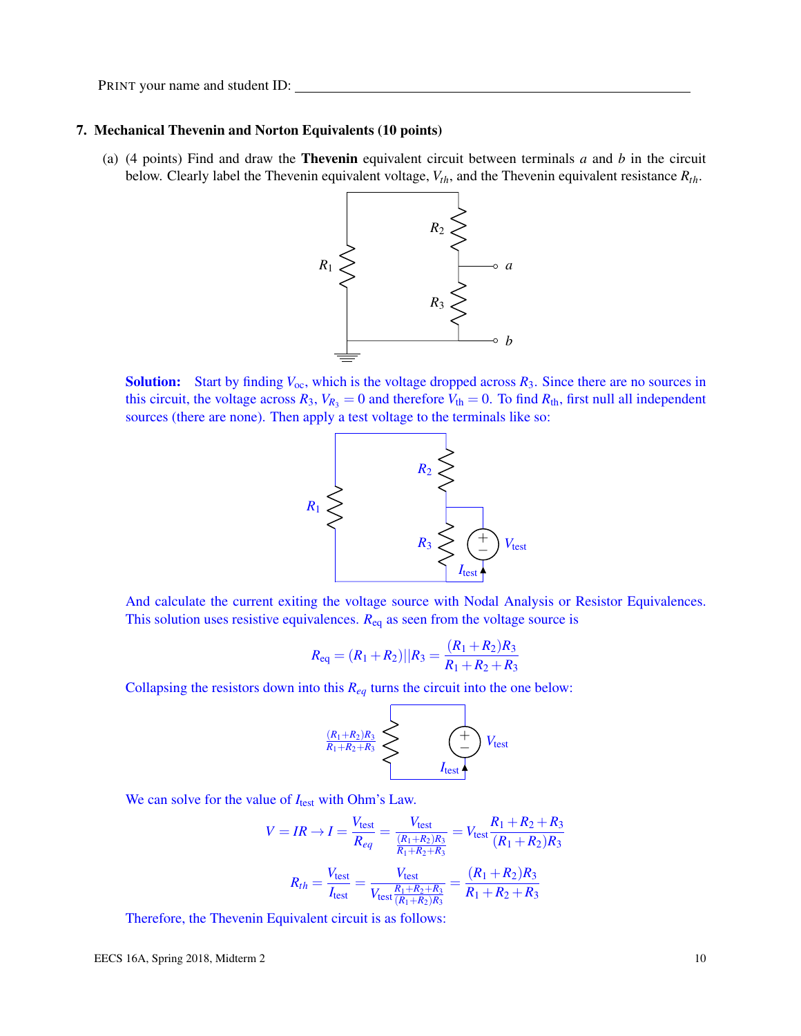PRINT your name and student ID: ________________________________

## 7. Mechanical Thevenin and Norton Equivalents (10 points)

(a) (4 points) Find and draw the **Thevenin** equivalent circuit between terminals $a$ and $b$ in the circuit below. Clearly label the Thevenin equivalent voltage, $V_{th}$, and the Thevenin equivalent resistance $R_{th}$.

**Solution:** Start by finding $V_{oc}$, which is the voltage dropped across $R_3$. Since there are no sources in this circuit, the voltage across $R_3$, $V_{R_3} = 0$ and therefore $V_{th} = 0$. To find $R_{th}$, first null all independent sources (there are none). Then apply a test voltage to the terminals like so:

And calculate the current exiting the voltage source with Nodal Analysis or Resistor Equivalences. This solution uses resistive equivalences. $R_{eq}$ as seen from the voltage source is

$$R_{eq} = (R_1 + R_2)||R_3 = \frac{(R_1 + R_2)R_3}{R_1 + R_2 + R_3}$$

Collapsing the resistors down into this $R_{eq}$ turns the circuit into the one below:

We can solve for the value of $I_{test}$ with Ohm's Law.

$$V = IR \rightarrow I = \frac{V_{test}}{R_{eq}} = \frac{V_{test}}{\frac{(R_1+R_2)R_3}{R_1+R_2+R_3}} = V_{test}\frac{R_1 + R_2 + R_3}{(R_1 + R_2)R_3}$$

$$R_{th} = \frac{V_{test}}{I_{test}} = \frac{V_{test}}{V_{test}\frac{R_1+R_2+R_3}{(R_1+R_2)R_3}} = \frac{(R_1 + R_2)R_3}{R_1 + R_2 + R_3}$$

Therefore, the Thevenin Equivalent circuit is as follows: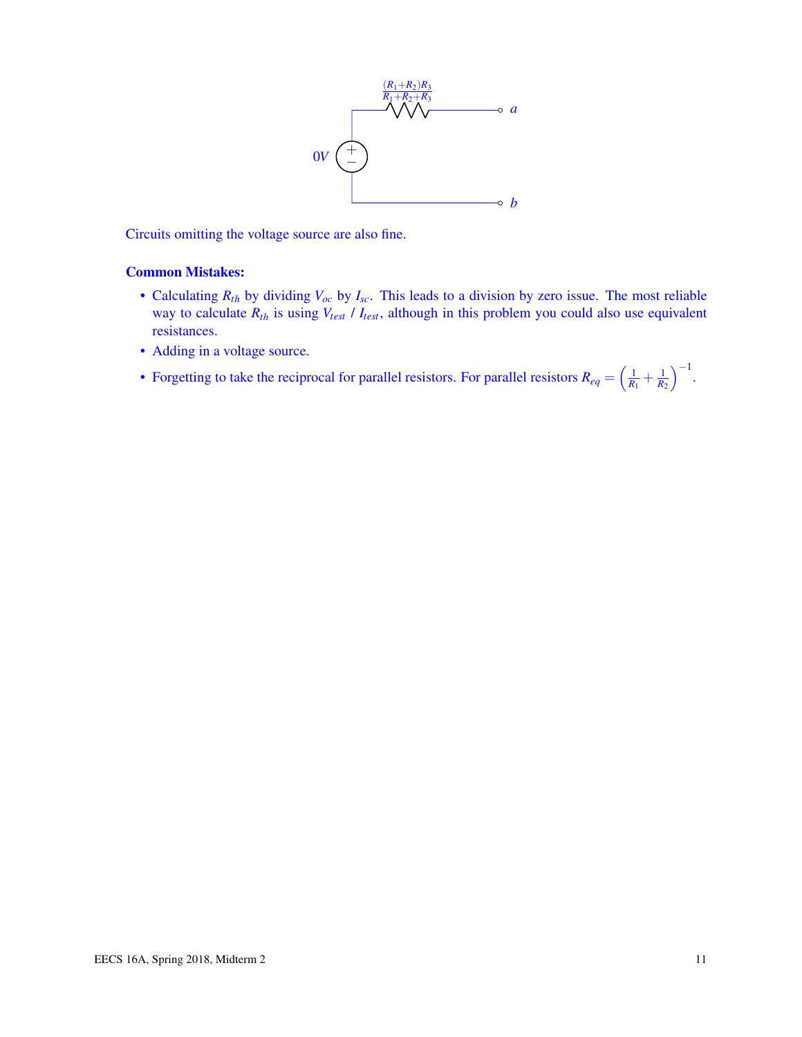Circuits omitting the voltage source are also fine.

**Common Mistakes:**

- Calculating $R_{th}$ by dividing $V_{oc}$ by $I_{sc}$. This leads to a division by zero issue. The most reliable way to calculate $R_{th}$ is using $V_{test}$ / $I_{test}$, although in this problem you could also use equivalent resistances.
- Adding in a voltage source.
- Forgetting to take the reciprocal for parallel resistors. For parallel resistors $R_{eq} = \left(\frac{1}{R_1} + \frac{1}{R_2}\right)^{-1}$.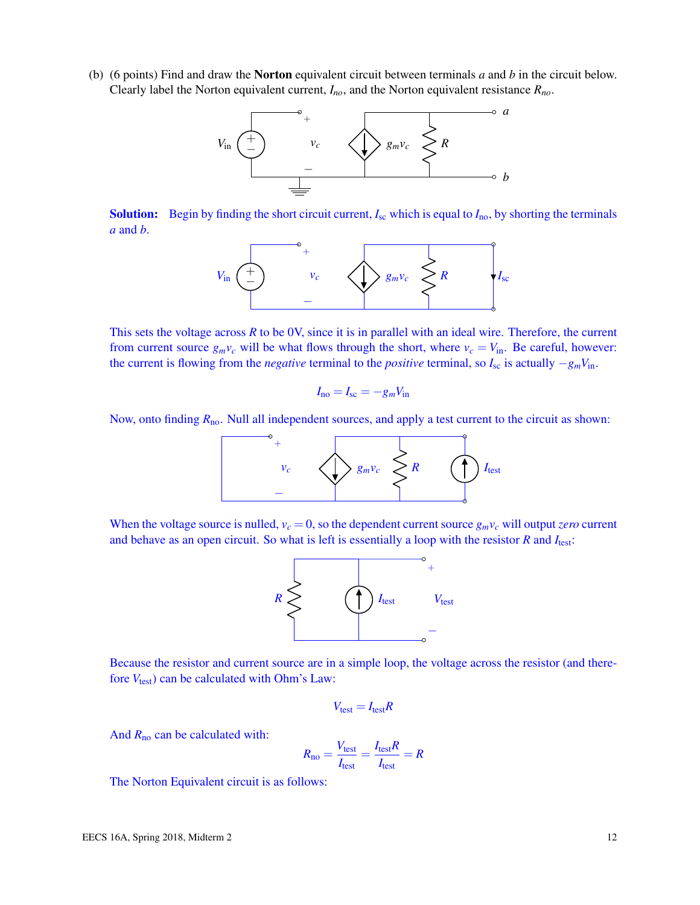(b) (6 points) Find and draw the **Norton** equivalent circuit between terminals $a$ and $b$ in the circuit below. Clearly label the Norton equivalent current, $I_{no}$, and the Norton equivalent resistance $R_{no}$.

**Solution:** Begin by finding the short circuit current, $I_{\text{sc}}$ which is equal to $I_{\text{no}}$, by shorting the terminals $a$ and $b$.

This sets the voltage across $R$ to be 0V, since it is in parallel with an ideal wire. Therefore, the current from current source $g_m v_c$ will be what flows through the short, where $v_c = V_{\text{in}}$. Be careful, however: the current is flowing from the *negative* terminal to the *positive* terminal, so $I_{\text{sc}}$ is actually $-g_m V_{\text{in}}$.

$$I_{\text{no}} = I_{\text{sc}} = -g_m V_{\text{in}}$$

Now, onto finding $R_{\text{no}}$. Null all independent sources, and apply a test current to the circuit as shown:

When the voltage source is nulled, $v_c = 0$, so the dependent current source $g_m v_c$ will output *zero* current and behave as an open circuit. So what is left is essentially a loop with the resistor $R$ and $I_{\text{test}}$:

Because the resistor and current source are in a simple loop, the voltage across the resistor (and therefore $V_{\text{test}}$) can be calculated with Ohm's Law:

$$V_{\text{test}} = I_{\text{test}} R$$

And $R_{\text{no}}$ can be calculated with:

$$R_{\text{no}} = \frac{V_{\text{test}}}{I_{\text{test}}} = \frac{I_{\text{test}} R}{I_{\text{test}}} = R$$

The Norton Equivalent circuit is as follows: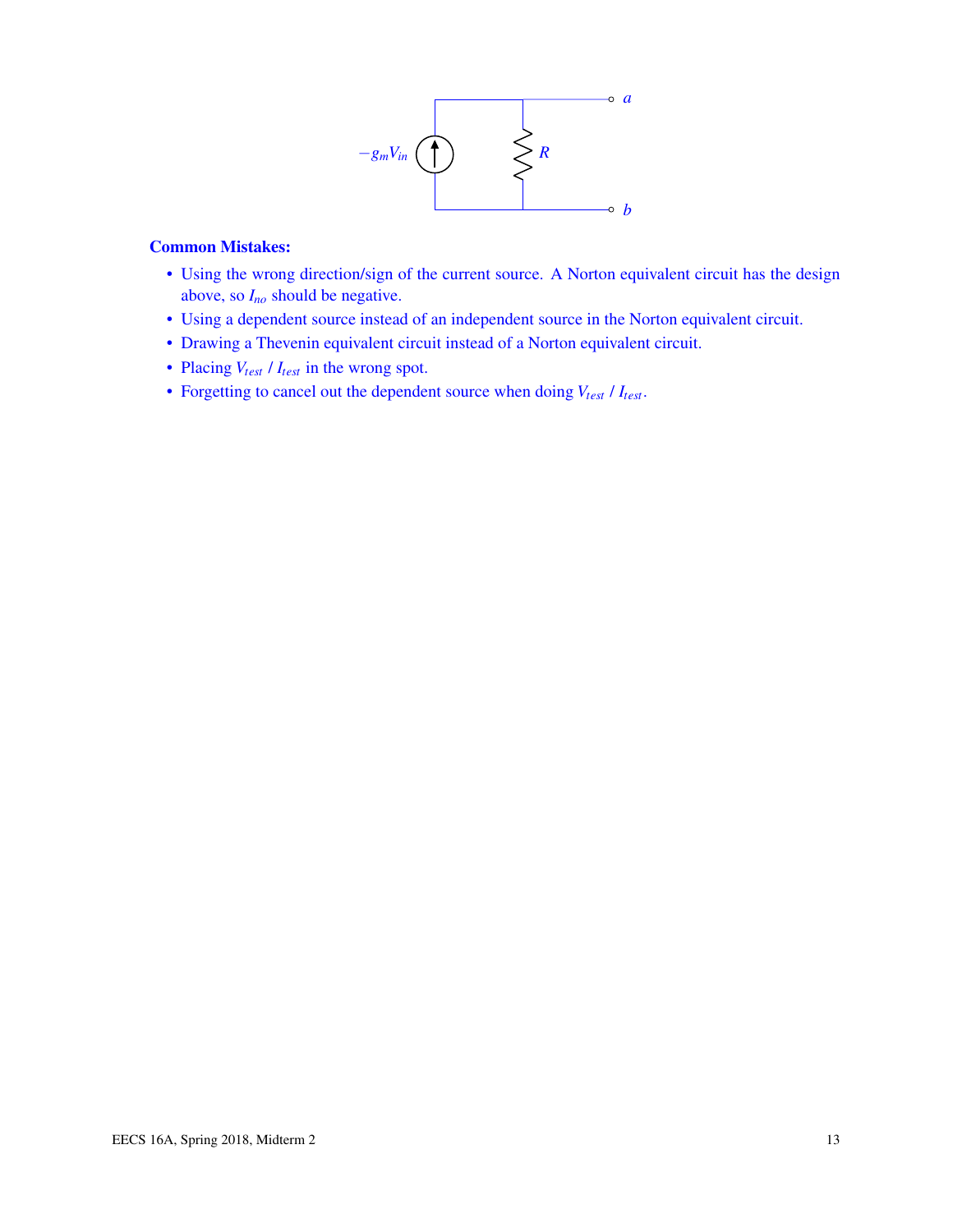**Common Mistakes:**

- Using the wrong direction/sign of the current source. A Norton equivalent circuit has the design above, so $I_{no}$ should be negative.
- Using a dependent source instead of an independent source in the Norton equivalent circuit.
- Drawing a Thevenin equivalent circuit instead of a Norton equivalent circuit.
- Placing $V_{test}$ / $I_{test}$ in the wrong spot.
- Forgetting to cancel out the dependent source when doing $V_{test}$ / $I_{test}$.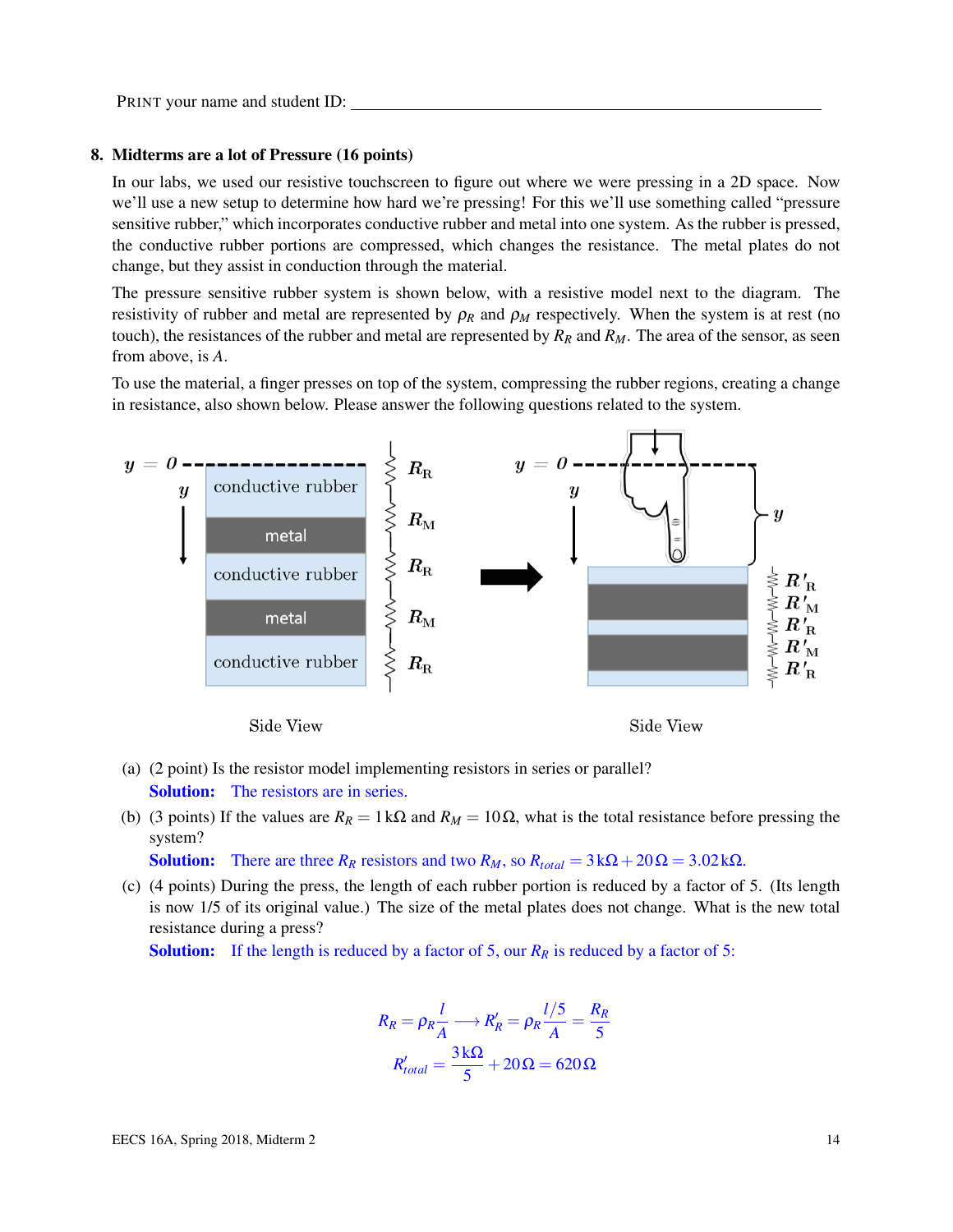PRINT your name and student ID: ____________________

**8. Midterms are a lot of Pressure (16 points)**

In our labs, we used our resistive touchscreen to figure out where we were pressing in a 2D space. Now we'll use a new setup to determine how hard we're pressing! For this we'll use something called "pressure sensitive rubber," which incorporates conductive rubber and metal into one system. As the rubber is pressed, the conductive rubber portions are compressed, which changes the resistance. The metal plates do not change, but they assist in conduction through the material.

The pressure sensitive rubber system is shown below, with a resistive model next to the diagram. The resistivity of rubber and metal are represented by $\rho_R$ and $\rho_M$ respectively. When the system is at rest (no touch), the resistances of the rubber and metal are represented by $R_R$ and $R_M$. The area of the sensor, as seen from above, is $A$.

To use the material, a finger presses on top of the system, compressing the rubber regions, creating a change in resistance, also shown below. Please answer the following questions related to the system.

Side View | Side View

(a) (2 point) Is the resistor model implementing resistors in series or parallel?

**Solution:** The resistors are in series.

(b) (3 points) If the values are $R_R = 1\,\text{k}\Omega$ and $R_M = 10\,\Omega$, what is the total resistance before pressing the system?

**Solution:** There are three $R_R$ resistors and two $R_M$, so $R_{total} = 3\,\text{k}\Omega + 20\,\Omega = 3.02\,\text{k}\Omega$.

(c) (4 points) During the press, the length of each rubber portion is reduced by a factor of 5. (Its length is now 1/5 of its original value.) The size of the metal plates does not change. What is the new total resistance during a press?

**Solution:** If the length is reduced by a factor of 5, our $R_R$ is reduced by a factor of 5:

$$R_R = \rho_R \frac{l}{A} \longrightarrow R'_R = \rho_R \frac{l/5}{A} = \frac{R_R}{5}$$

$$R'_{total} = \frac{3\,\text{k}\Omega}{5} + 20\,\Omega = 620\,\Omega$$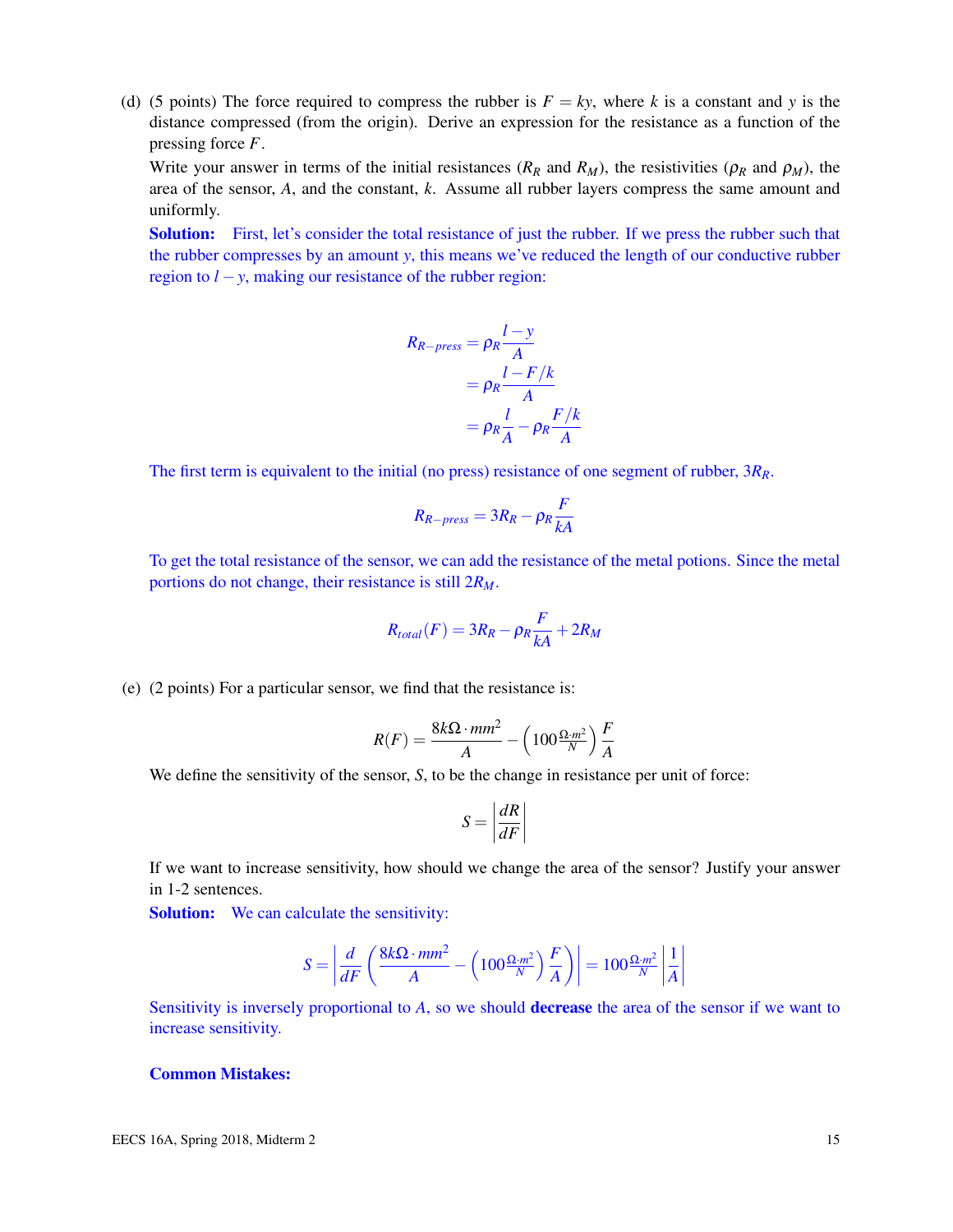(d) (5 points) The force required to compress the rubber is $F = ky$, where $k$ is a constant and $y$ is the distance compressed (from the origin). Derive an expression for the resistance as a function of the pressing force $F$.

Write your answer in terms of the initial resistances ($R_R$ and $R_M$), the resistivities ($\rho_R$ and $\rho_M$), the area of the sensor, $A$, and the constant, $k$. Assume all rubber layers compress the same amount and uniformly.

**Solution:** First, let's consider the total resistance of just the rubber. If we press the rubber such that the rubber compresses by an amount $y$, this means we've reduced the length of our conductive rubber region to $l - y$, making our resistance of the rubber region:

$$
\begin{aligned}
R_{R-press} &= \rho_R \frac{l-y}{A} \\
&= \rho_R \frac{l - F/k}{A} \\
&= \rho_R \frac{l}{A} - \rho_R \frac{F/k}{A}
\end{aligned}
$$

The first term is equivalent to the initial (no press) resistance of one segment of rubber, $3R_R$.

$$
R_{R-press} = 3R_R - \rho_R \frac{F}{kA}
$$

To get the total resistance of the sensor, we can add the resistance of the metal potions. Since the metal portions do not change, their resistance is still $2R_M$.

$$
R_{total}(F) = 3R_R - \rho_R \frac{F}{kA} + 2R_M
$$

(e) (2 points) For a particular sensor, we find that the resistance is:

$$
R(F) = \frac{8k\Omega \cdot mm^2}{A} - \left(100 \frac{\Omega \cdot m^2}{N}\right) \frac{F}{A}
$$

We define the sensitivity of the sensor, $S$, to be the change in resistance per unit of force:

$$
S = \left| \frac{dR}{dF} \right|
$$

If we want to increase sensitivity, how should we change the area of the sensor? Justify your answer in 1-2 sentences.

**Solution:** We can calculate the sensitivity:

$$
S = \left| \frac{d}{dF} \left( \frac{8k\Omega \cdot mm^2}{A} - \left(100 \frac{\Omega \cdot m^2}{N}\right) \frac{F}{A} \right) \right| = 100 \frac{\Omega \cdot m^2}{N} \left| \frac{1}{A} \right|
$$

Sensitivity is inversely proportional to $A$, so we should **decrease** the area of the sensor if we want to increase sensitivity.

**Common Mistakes:**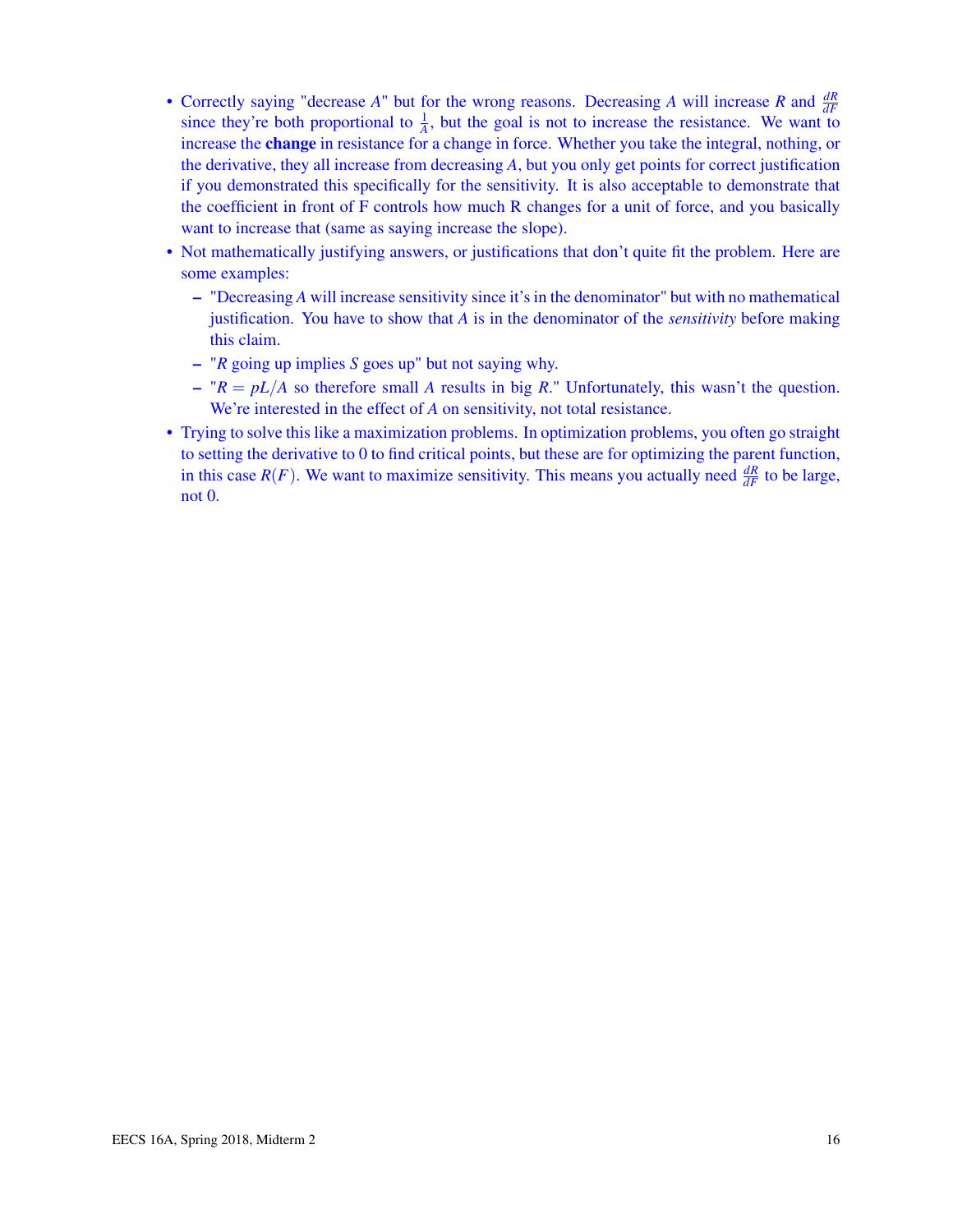- Correctly saying "decrease $A$" but for the wrong reasons. Decreasing $A$ will increase $R$ and $\frac{dR}{dF}$ since they're both proportional to $\frac{1}{A}$, but the goal is not to increase the resistance. We want to increase the **change** in resistance for a change in force. Whether you take the integral, nothing, or the derivative, they all increase from decreasing $A$, but you only get points for correct justification if you demonstrated this specifically for the sensitivity. It is also acceptable to demonstrate that the coefficient in front of F controls how much R changes for a unit of force, and you basically want to increase that (same as saying increase the slope).
- Not mathematically justifying answers, or justifications that don't quite fit the problem. Here are some examples:
  - "Decreasing $A$ will increase sensitivity since it's in the denominator" but with no mathematical justification. You have to show that $A$ is in the denominator of the *sensitivity* before making this claim.
  - "$R$ going up implies $S$ goes up" but not saying why.
  - "$R = pL/A$ so therefore small $A$ results in big $R$." Unfortunately, this wasn't the question. We're interested in the effect of $A$ on sensitivity, not total resistance.
- Trying to solve this like a maximization problems. In optimization problems, you often go straight to setting the derivative to 0 to find critical points, but these are for optimizing the parent function, in this case $R(F)$. We want to maximize sensitivity. This means you actually need $\frac{dR}{dF}$ to be large, not 0.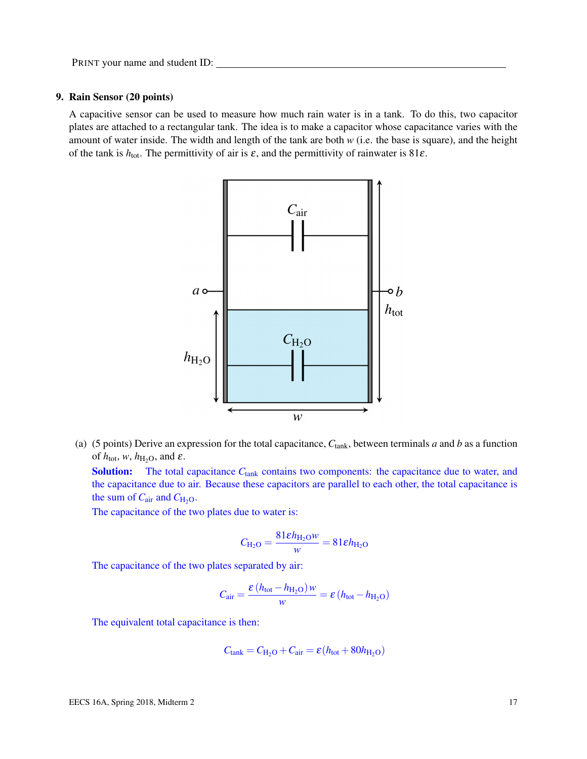PRINT your name and student ID: ________________________________

## 9. Rain Sensor (20 points)

A capacitive sensor can be used to measure how much rain water is in a tank. To do this, two capacitor plates are attached to a rectangular tank. The idea is to make a capacitor whose capacitance varies with the amount of water inside. The width and length of the tank are both $w$ (i.e. the base is square), and the height of the tank is $h_{\text{tot}}$. The permittivity of air is $\varepsilon$, and the permittivity of rainwater is $81\varepsilon$.

(a) (5 points) Derive an expression for the total capacitance, $C_{\text{tank}}$, between terminals $a$ and $b$ as a function of $h_{\text{tot}}$, $w$, $h_{H_2O}$, and $\varepsilon$.

**Solution:** The total capacitance $C_{\text{tank}}$ contains two components: the capacitance due to water, and the capacitance due to air. Because these capacitors are parallel to each other, the total capacitance is the sum of $C_{\text{air}}$ and $C_{H_2O}$.

The capacitance of the two plates due to water is:

$$C_{H_2O} = \frac{81\varepsilon h_{H_2O} w}{w} = 81\varepsilon h_{H_2O}$$

The capacitance of the two plates separated by air:

$$C_{\text{air}} = \frac{\varepsilon \left(h_{\text{tot}} - h_{H_2O}\right) w}{w} = \varepsilon \left(h_{\text{tot}} - h_{H_2O}\right)$$

The equivalent total capacitance is then:

$$C_{\text{tank}} = C_{H_2O} + C_{\text{air}} = \varepsilon (h_{\text{tot}} + 80 h_{H_2O})$$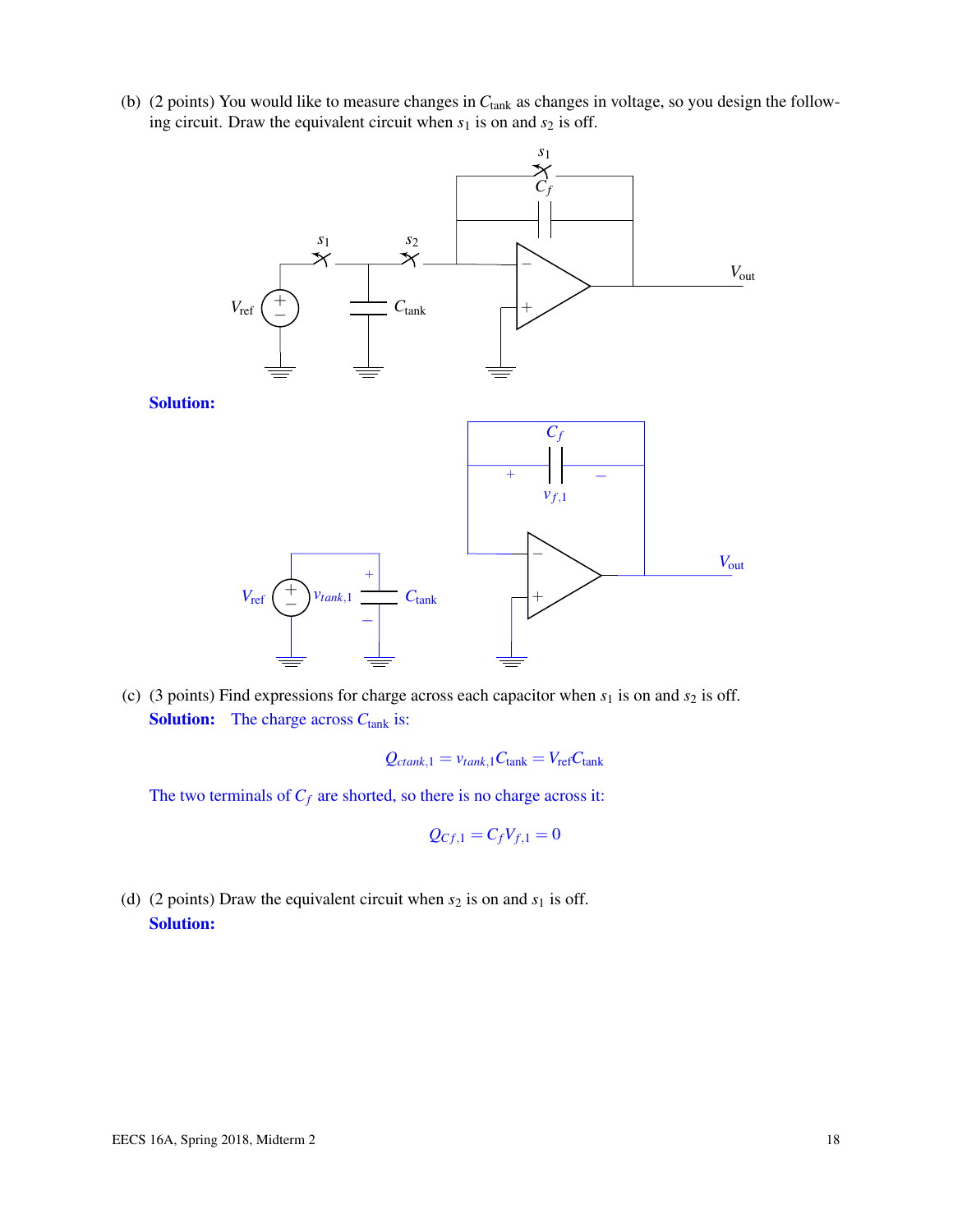(b) (2 points) You would like to measure changes in $C_{\text{tank}}$ as changes in voltage, so you design the following circuit. Draw the equivalent circuit when $s_1$ is on and $s_2$ is off.

**Solution:**

(c) (3 points) Find expressions for charge across each capacitor when $s_1$ is on and $s_2$ is off.

**Solution:** The charge across $C_{\text{tank}}$ is:

$$Q_{ctank,1} = v_{tank,1} C_{\text{tank}} = V_{\text{ref}} C_{\text{tank}}$$

The two terminals of $C_f$ are shorted, so there is no charge across it:

$$Q_{Cf,1} = C_f V_{f,1} = 0$$

(d) (2 points) Draw the equivalent circuit when $s_2$ is on and $s_1$ is off.

**Solution:**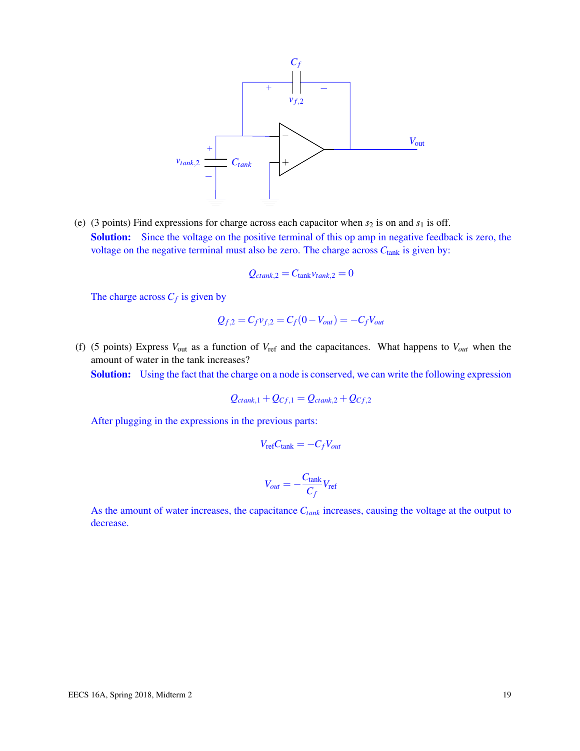(e) (3 points) Find expressions for charge across each capacitor when $s_2$ is on and $s_1$ is off.

**Solution:** Since the voltage on the positive terminal of this op amp in negative feedback is zero, the voltage on the negative terminal must also be zero. The charge across $C_{\text{tank}}$ is given by:

$$Q_{ctank,2} = C_{\text{tank}} v_{tank,2} = 0$$

The charge across $C_f$ is given by

$$Q_{f,2} = C_f v_{f,2} = C_f(0 - V_{out}) = -C_f V_{out}$$

(f) (5 points) Express $V_{\text{out}}$ as a function of $V_{\text{ref}}$ and the capacitances. What happens to $V_{out}$ when the amount of water in the tank increases?

**Solution:** Using the fact that the charge on a node is conserved, we can write the following expression

$$Q_{ctank,1} + Q_{Cf,1} = Q_{ctank,2} + Q_{Cf,2}$$

After plugging in the expressions in the previous parts:

$$V_{\text{ref}} C_{\text{tank}} = -C_f V_{out}$$

$$V_{out} = -\frac{C_{\text{tank}}}{C_f} V_{\text{ref}}$$

As the amount of water increases, the capacitance $C_{tank}$ increases, causing the voltage at the output to decrease.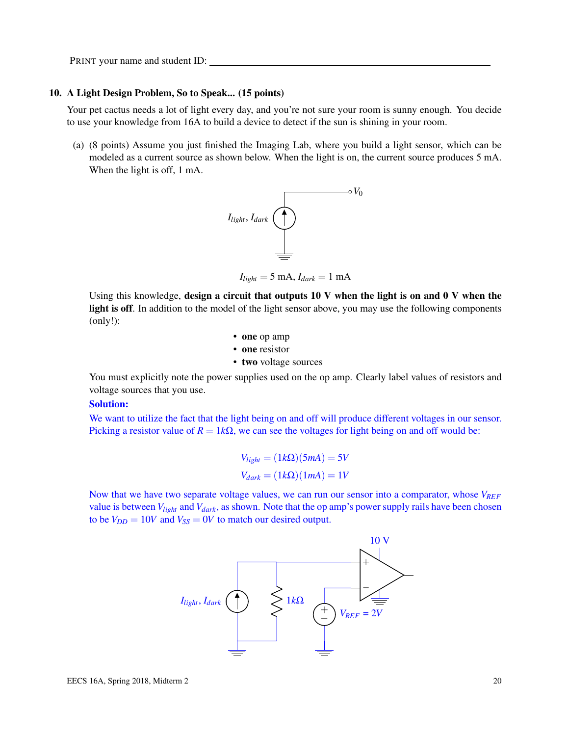PRINT your name and student ID: ____________________________________________

**10. A Light Design Problem, So to Speak... (15 points)**

Your pet cactus needs a lot of light every day, and you're not sure your room is sunny enough. You decide to use your knowledge from 16A to build a device to detect if the sun is shining in your room.

(a) (8 points) Assume you just finished the Imaging Lab, where you build a light sensor, which can be modeled as a current source as shown below. When the light is on, the current source produces 5 mA. When the light is off, 1 mA.

$I_{light} = 5$ mA, $I_{dark} = 1$ mA

Using this knowledge, **design a circuit that outputs 10 V when the light is on and 0 V when the light is off**. In addition to the model of the light sensor above, you may use the following components (only!):

- **one** op amp
- **one** resistor
- **two** voltage sources

You must explicitly note the power supplies used on the op amp. Clearly label values of resistors and voltage sources that you use.

**Solution:**

We want to utilize the fact that the light being on and off will produce different voltages in our sensor. Picking a resistor value of $R = 1k\Omega$, we can see the voltages for light being on and off would be:

$$V_{light} = (1k\Omega)(5mA) = 5V$$

$$V_{dark} = (1k\Omega)(1mA) = 1V$$

Now that we have two separate voltage values, we can run our sensor into a comparator, whose $V_{REF}$ value is between $V_{light}$ and $V_{dark}$, as shown. Note that the op amp's power supply rails have been chosen to be $V_{DD} = 10V$ and $V_{SS} = 0V$ to match our desired output.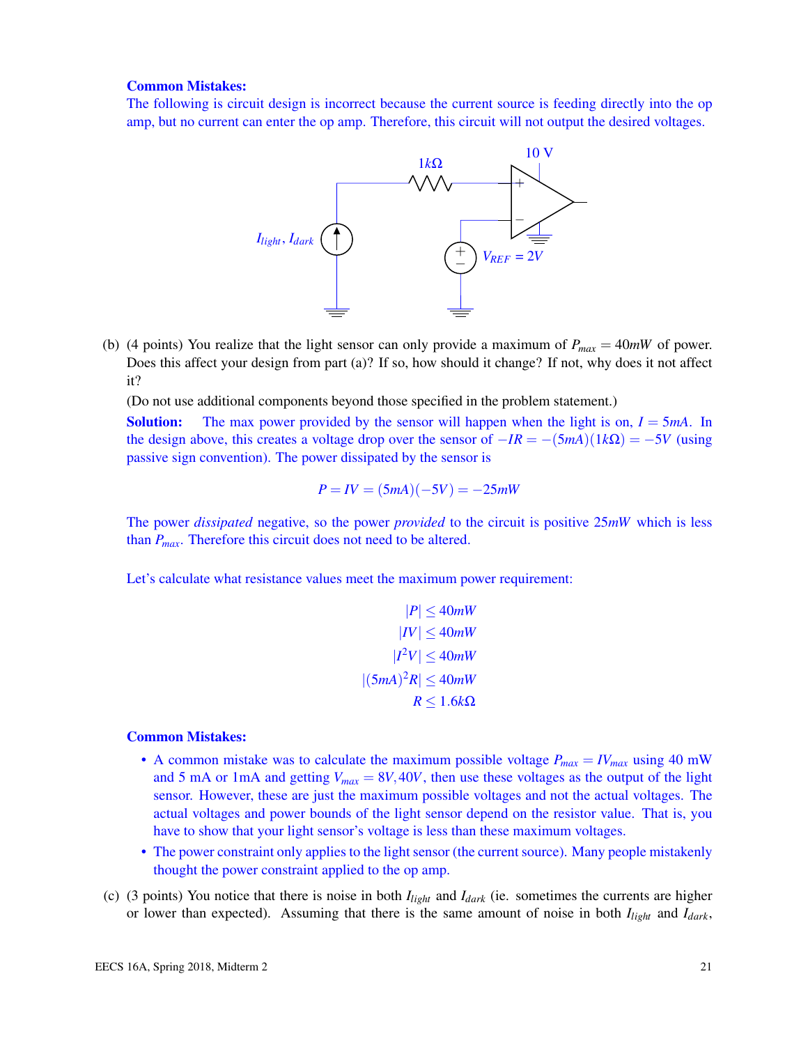**Common Mistakes:**

The following is circuit design is incorrect because the current source is feeding directly into the op amp, but no current can enter the op amp. Therefore, this circuit will not output the desired voltages.

(b) (4 points) You realize that the light sensor can only provide a maximum of $P_{max} = 40mW$ of power. Does this affect your design from part (a)? If so, how should it change? If not, why does it not affect it?

(Do not use additional components beyond those specified in the problem statement.)

**Solution:** The max power provided by the sensor will happen when the light is on, $I = 5mA$. In the design above, this creates a voltage drop over the sensor of $-IR = -(5mA)(1k\Omega) = -5V$ (using passive sign convention). The power dissipated by the sensor is

$$P = IV = (5mA)(-5V) = -25mW$$

The power *dissipated* negative, so the power *provided* to the circuit is positive $25mW$ which is less than $P_{max}$. Therefore this circuit does not need to be altered.

Let's calculate what resistance values meet the maximum power requirement:

$$|P| \leq 40mW$$
$$|IV| \leq 40mW$$
$$|I^2V| \leq 40mW$$
$$|(5mA)^2R| \leq 40mW$$
$$R \leq 1.6k\Omega$$

**Common Mistakes:**

- A common mistake was to calculate the maximum possible voltage $P_{max} = IV_{max}$ using 40 mW and 5 mA or 1mA and getting $V_{max} = 8V, 40V$, then use these voltages as the output of the light sensor. However, these are just the maximum possible voltages and not the actual voltages. The actual voltages and power bounds of the light sensor depend on the resistor value. That is, you have to show that your light sensor's voltage is less than these maximum voltages.
- The power constraint only applies to the light sensor (the current source). Many people mistakenly thought the power constraint applied to the op amp.

(c) (3 points) You notice that there is noise in both $I_{light}$ and $I_{dark}$ (ie. sometimes the currents are higher or lower than expected). Assuming that there is the same amount of noise in both $I_{light}$ and $I_{dark}$,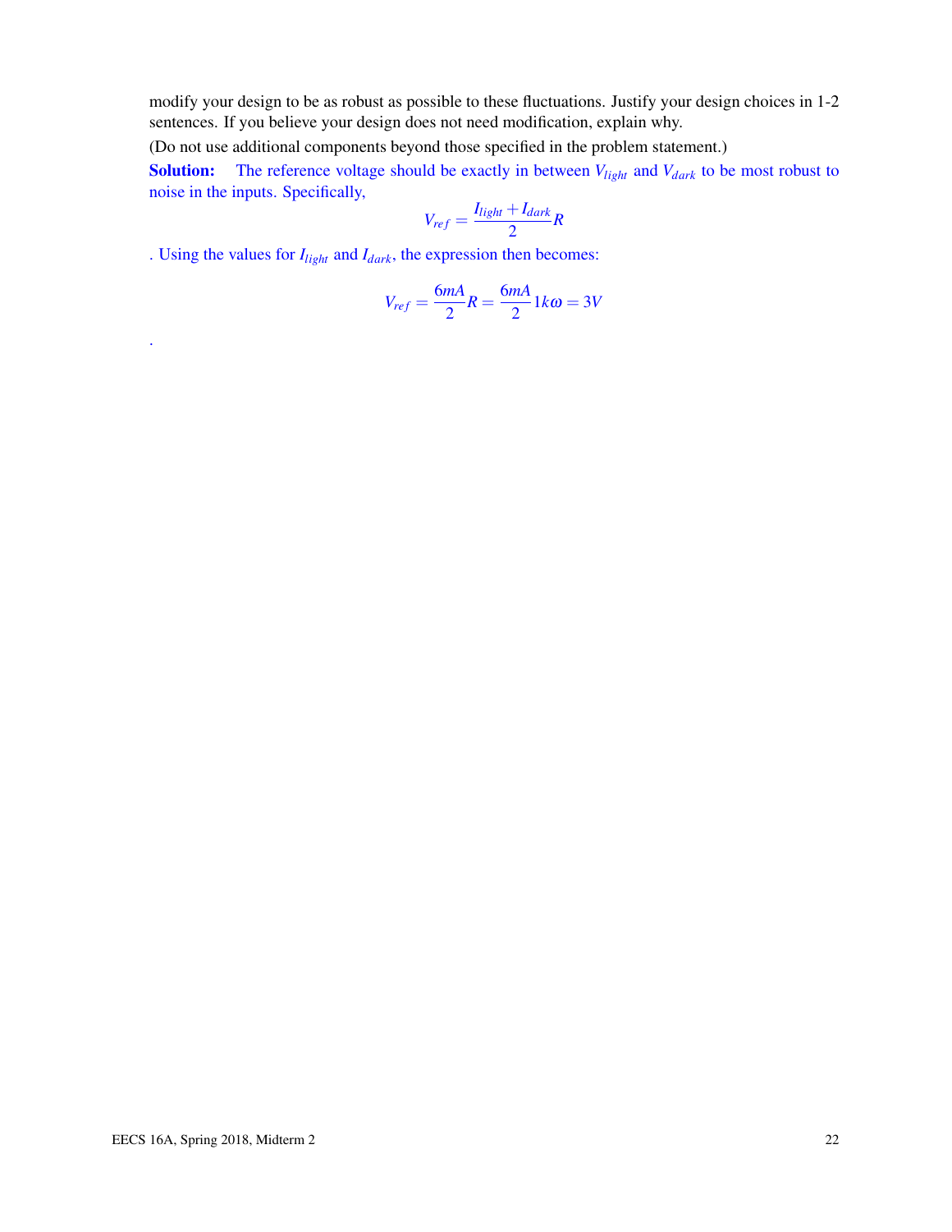modify your design to be as robust as possible to these fluctuations. Justify your design choices in 1-2 sentences. If you believe your design does not need modification, explain why.

(Do not use additional components beyond those specified in the problem statement.)

**Solution:** The reference voltage should be exactly in between $V_{light}$ and $V_{dark}$ to be most robust to noise in the inputs. Specifically,

$$V_{ref} = \frac{I_{light} + I_{dark}}{2} R$$

. Using the values for $I_{light}$ and $I_{dark}$, the expression then becomes:

$$V_{ref} = \frac{6mA}{2} R = \frac{6mA}{2} 1k\omega = 3V$$

.